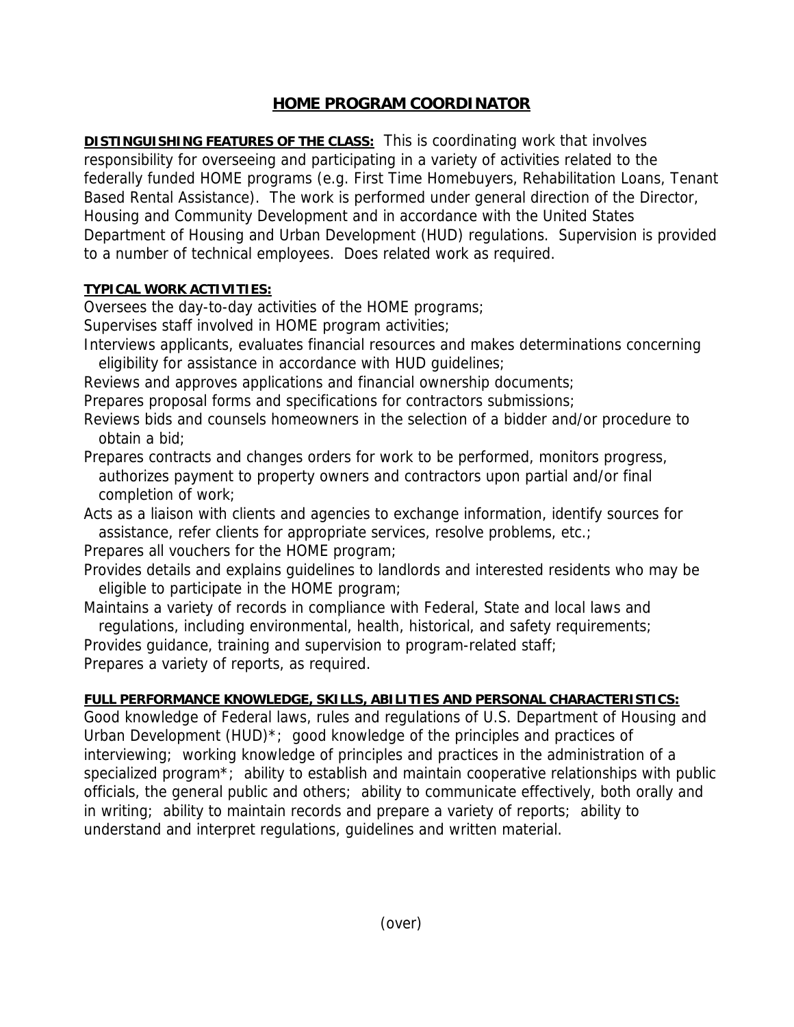# HOME PROGRAM COORDINATOR

**DISTINGUISHING FEATURES OF THE CLASS:** This is coordinating work that involves responsibility for overseeing and participating in a variety of activities related to the federally funded HOME programs (e.g. First Time Homebuyers, Rehabilitation Loans, Tenant Based Rental Assistance). The work is performed under general direction of the Director, Housing and Community Development and in accordance with the United States Department of Housing and Urban Development (HUD) regulations. Supervision is provided to a number of technical employees. Does related work as required.

**TYPICAL WORK ACTIVITIES:**

Oversees the day-to-day activities of the HOME programs;
Supervises staff involved in HOME program activities;
Interviews applicants, evaluates financial resources and makes determinations concerning eligibility for assistance in accordance with HUD guidelines;
Reviews and approves applications and financial ownership documents;
Prepares proposal forms and specifications for contractors submissions;
Reviews bids and counsels homeowners in the selection of a bidder and/or procedure to obtain a bid;
Prepares contracts and changes orders for work to be performed, monitors progress, authorizes payment to property owners and contractors upon partial and/or final completion of work;
Acts as a liaison with clients and agencies to exchange information, identify sources for assistance, refer clients for appropriate services, resolve problems, etc.;
Prepares all vouchers for the HOME program;
Provides details and explains guidelines to landlords and interested residents who may be eligible to participate in the HOME program;
Maintains a variety of records in compliance with Federal, State and local laws and regulations, including environmental, health, historical, and safety requirements;
Provides guidance, training and supervision to program-related staff;
Prepares a variety of reports, as required.

**FULL PERFORMANCE KNOWLEDGE, SKILLS, ABILITIES AND PERSONAL CHARACTERISTICS:**
Good knowledge of Federal laws, rules and regulations of U.S. Department of Housing and Urban Development (HUD)*; good knowledge of the principles and practices of interviewing; working knowledge of principles and practices in the administration of a specialized program*; ability to establish and maintain cooperative relationships with public officials, the general public and others; ability to communicate effectively, both orally and in writing; ability to maintain records and prepare a variety of reports; ability to understand and interpret regulations, guidelines and written material.

(over)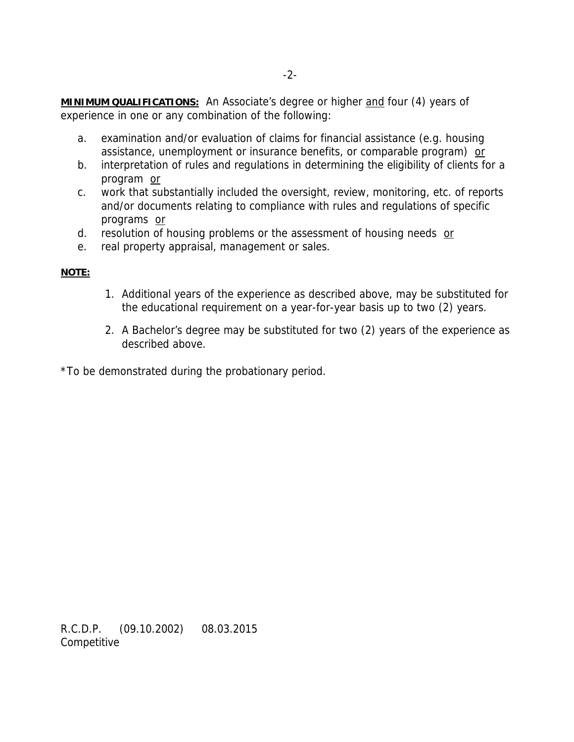**MINIMUM QUALIFICATIONS:** An Associate's degree or higher <u>and</u> four (4) years of experience in one or any combination of the following:

a. examination and/or evaluation of claims for financial assistance (e.g. housing assistance, unemployment or insurance benefits, or comparable program) <u>or</u>
b. interpretation of rules and regulations in determining the eligibility of clients for a program <u>or</u>
c. work that substantially included the oversight, review, monitoring, etc. of reports and/or documents relating to compliance with rules and regulations of specific programs <u>or</u>
d. resolution of housing problems or the assessment of housing needs <u>or</u>
e. real property appraisal, management or sales.

**<u>NOTE:</u>**

1. Additional years of the experience as described above, may be substituted for the educational requirement on a year-for-year basis up to two (2) years.

2. A Bachelor's degree may be substituted for two (2) years of the experience as described above.

*To be demonstrated during the probationary period.

R.C.D.P. (09.10.2002) 08.03.2015
Competitive